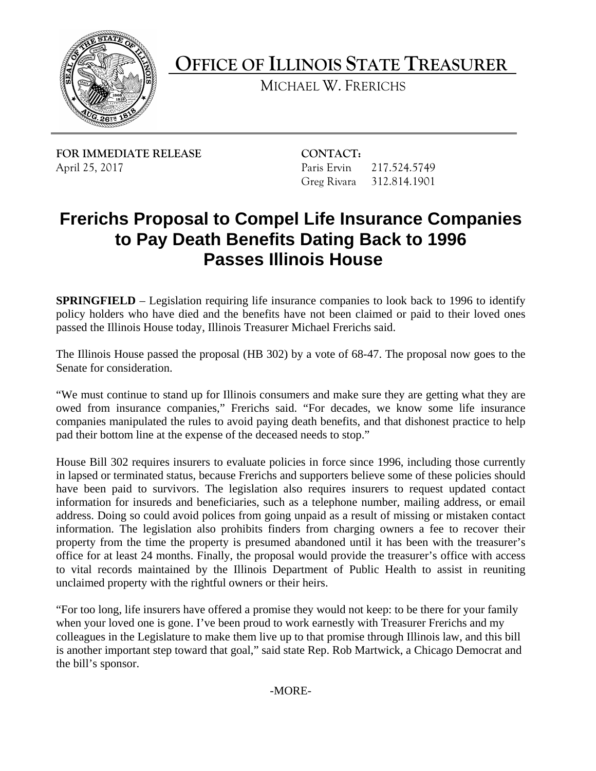# OFFICE OF ILLINOIS STATE TREASURER

MICHAEL W. FRERICHS

**FOR IMMEDIATE RELEASE**
April 25, 2017

**CONTACT:**
Paris Ervin 217.524.5749
Greg Rivara 312.814.1901

## Frerichs Proposal to Compel Life Insurance Companies to Pay Death Benefits Dating Back to 1996 Passes Illinois House

**SPRINGFIELD** – Legislation requiring life insurance companies to look back to 1996 to identify policy holders who have died and the benefits have not been claimed or paid to their loved ones passed the Illinois House today, Illinois Treasurer Michael Frerichs said.

The Illinois House passed the proposal (HB 302) by a vote of 68-47. The proposal now goes to the Senate for consideration.

"We must continue to stand up for Illinois consumers and make sure they are getting what they are owed from insurance companies," Frerichs said. "For decades, we know some life insurance companies manipulated the rules to avoid paying death benefits, and that dishonest practice to help pad their bottom line at the expense of the deceased needs to stop."

House Bill 302 requires insurers to evaluate policies in force since 1996, including those currently in lapsed or terminated status, because Frerichs and supporters believe some of these policies should have been paid to survivors. The legislation also requires insurers to request updated contact information for insureds and beneficiaries, such as a telephone number, mailing address, or email address. Doing so could avoid polices from going unpaid as a result of missing or mistaken contact information. The legislation also prohibits finders from charging owners a fee to recover their property from the time the property is presumed abandoned until it has been with the treasurer's office for at least 24 months. Finally, the proposal would provide the treasurer's office with access to vital records maintained by the Illinois Department of Public Health to assist in reuniting unclaimed property with the rightful owners or their heirs.

"For too long, life insurers have offered a promise they would not keep: to be there for your family when your loved one is gone. I've been proud to work earnestly with Treasurer Frerichs and my colleagues in the Legislature to make them live up to that promise through Illinois law, and this bill is another important step toward that goal," said state Rep. Rob Martwick, a Chicago Democrat and the bill's sponsor.

-MORE-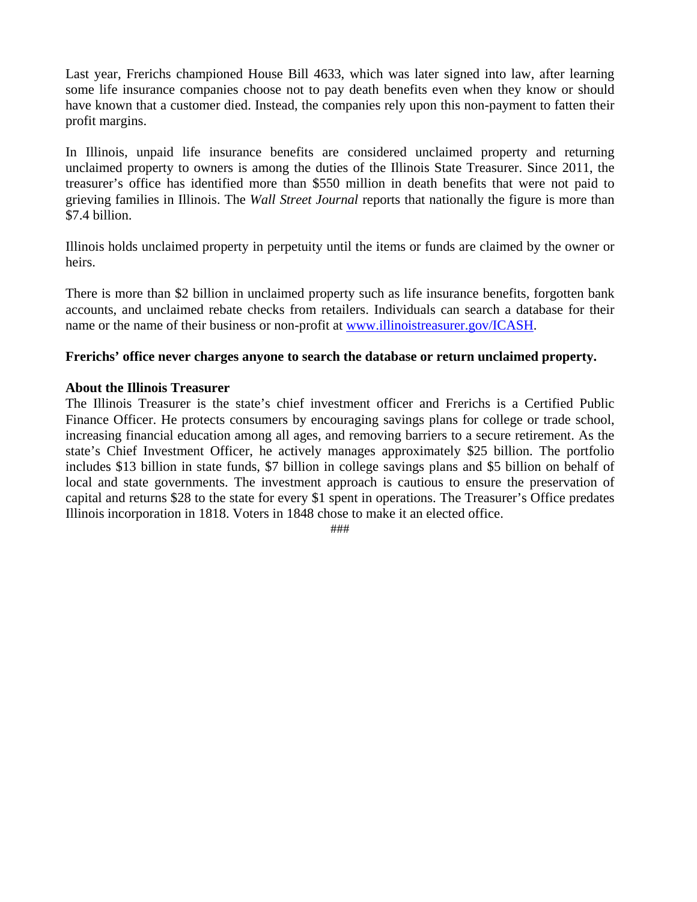Last year, Frerichs championed House Bill 4633, which was later signed into law, after learning some life insurance companies choose not to pay death benefits even when they know or should have known that a customer died. Instead, the companies rely upon this non-payment to fatten their profit margins.

In Illinois, unpaid life insurance benefits are considered unclaimed property and returning unclaimed property to owners is among the duties of the Illinois State Treasurer. Since 2011, the treasurer's office has identified more than $550 million in death benefits that were not paid to grieving families in Illinois. The *Wall Street Journal* reports that nationally the figure is more than $7.4 billion.

Illinois holds unclaimed property in perpetuity until the items or funds are claimed by the owner or heirs.

There is more than $2 billion in unclaimed property such as life insurance benefits, forgotten bank accounts, and unclaimed rebate checks from retailers. Individuals can search a database for their name or the name of their business or non-profit at [www.illinoistreasurer.gov/ICASH](http://www.illinoistreasurer.gov/ICASH).

**Frerichs' office never charges anyone to search the database or return unclaimed property.**

**About the Illinois Treasurer**
The Illinois Treasurer is the state's chief investment officer and Frerichs is a Certified Public Finance Officer. He protects consumers by encouraging savings plans for college or trade school, increasing financial education among all ages, and removing barriers to a secure retirement. As the state's Chief Investment Officer, he actively manages approximately $25 billion. The portfolio includes $13 billion in state funds, $7 billion in college savings plans and $5 billion on behalf of local and state governments. The investment approach is cautious to ensure the preservation of capital and returns $28 to the state for every $1 spent in operations. The Treasurer's Office predates Illinois incorporation in 1818. Voters in 1848 chose to make it an elected office.

###